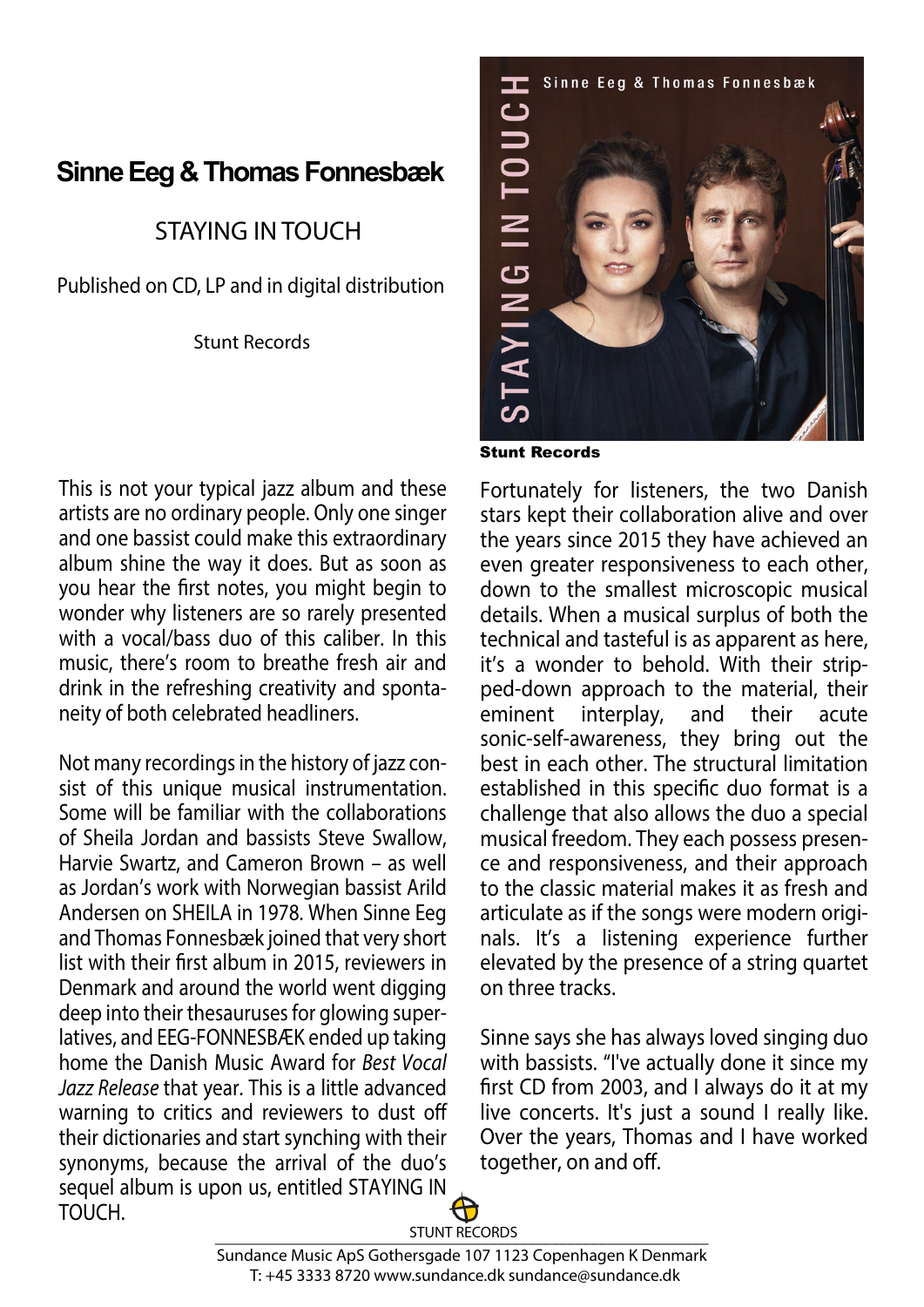# Sinne Eeg & Thomas Fonnesbæk

STAYING IN TOUCH

Published on CD, LP and in digital distribution

Stunt Records

**Stunt Records**

This is not your typical jazz album and these artists are no ordinary people. Only one singer and one bassist could make this extraordinary album shine the way it does. But as soon as you hear the first notes, you might begin to wonder why listeners are so rarely presented with a vocal/bass duo of this caliber. In this music, there's room to breathe fresh air and drink in the refreshing creativity and spontaneity of both celebrated headliners.

Not many recordings in the history of jazz consist of this unique musical instrumentation. Some will be familiar with the collaborations of Sheila Jordan and bassists Steve Swallow, Harvie Swartz, and Cameron Brown – as well as Jordan's work with Norwegian bassist Arild Andersen on SHEILA in 1978. When Sinne Eeg and Thomas Fonnesbæk joined that very short list with their first album in 2015, reviewers in Denmark and around the world went digging deep into their thesauruses for glowing superlatives, and EEG-FONNESBÆK ended up taking home the Danish Music Award for *Best Vocal Jazz Release* that year. This is a little advanced warning to critics and reviewers to dust off their dictionaries and start synching with their synonyms, because the arrival of the duo's sequel album is upon us, entitled STAYING IN TOUCH.

Fortunately for listeners, the two Danish stars kept their collaboration alive and over the years since 2015 they have achieved an even greater responsiveness to each other, down to the smallest microscopic musical details. When a musical surplus of both the technical and tasteful is as apparent as here, it's a wonder to behold. With their stripped-down approach to the material, their eminent interplay, and their acute sonic-self-awareness, they bring out the best in each other. The structural limitation established in this specific duo format is a challenge that also allows the duo a special musical freedom. They each possess presence and responsiveness, and their approach to the classic material makes it as fresh and articulate as if the songs were modern originals. It's a listening experience further elevated by the presence of a string quartet on three tracks.

Sinne says she has always loved singing duo with bassists. "I've actually done it since my first CD from 2003, and I always do it at my live concerts. It's just a sound I really like. Over the years, Thomas and I have worked together, on and off.

STUNT RECORDS

Sundance Music ApS Gothersgade 107 1123 Copenhagen K Denmark
T: +45 3333 8720 www.sundance.dk sundance@sundance.dk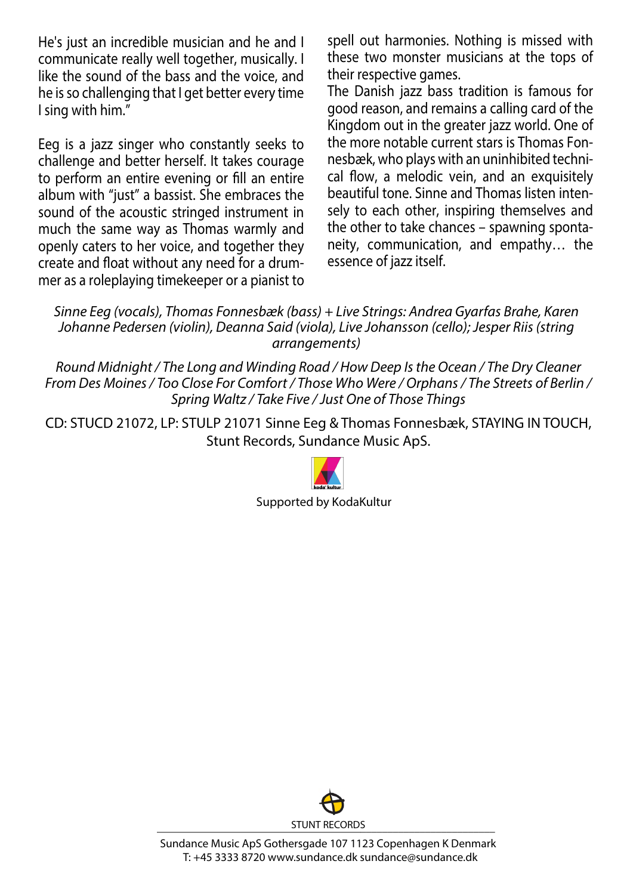He's just an incredible musician and he and I communicate really well together, musically. I like the sound of the bass and the voice, and he is so challenging that I get better every time I sing with him."

Eeg is a jazz singer who constantly seeks to challenge and better herself. It takes courage to perform an entire evening or fill an entire album with "just" a bassist. She embraces the sound of the acoustic stringed instrument in much the same way as Thomas warmly and openly caters to her voice, and together they create and float without any need for a drummer as a roleplaying timekeeper or a pianist to spell out harmonies. Nothing is missed with these two monster musicians at the tops of their respective games.

The Danish jazz bass tradition is famous for good reason, and remains a calling card of the Kingdom out in the greater jazz world. One of the more notable current stars is Thomas Fonnesbæk, who plays with an uninhibited technical flow, a melodic vein, and an exquisitely beautiful tone. Sinne and Thomas listen intensely to each other, inspiring themselves and the other to take chances – spawning spontaneity, communication, and empathy… the essence of jazz itself.

*Sinne Eeg (vocals), Thomas Fonnesbæk (bass) + Live Strings: Andrea Gyarfas Brahe, Karen Johanne Pedersen (violin), Deanna Said (viola), Live Johansson (cello); Jesper Riis (string arrangements)*

*Round Midnight / The Long and Winding Road / How Deep Is the Ocean / The Dry Cleaner From Des Moines / Too Close For Comfort / Those Who Were / Orphans / The Streets of Berlin / Spring Waltz / Take Five / Just One of Those Things*

CD: STUCD 21072, LP: STULP 21071 Sinne Eeg & Thomas Fonnesbæk, STAYING IN TOUCH, Stunt Records, Sundance Music ApS.

Supported by KodaKultur

STUNT RECORDS

Sundance Music ApS Gothersgade 107 1123 Copenhagen K Denmark
T: +45 3333 8720 www.sundance.dk sundance@sundance.dk